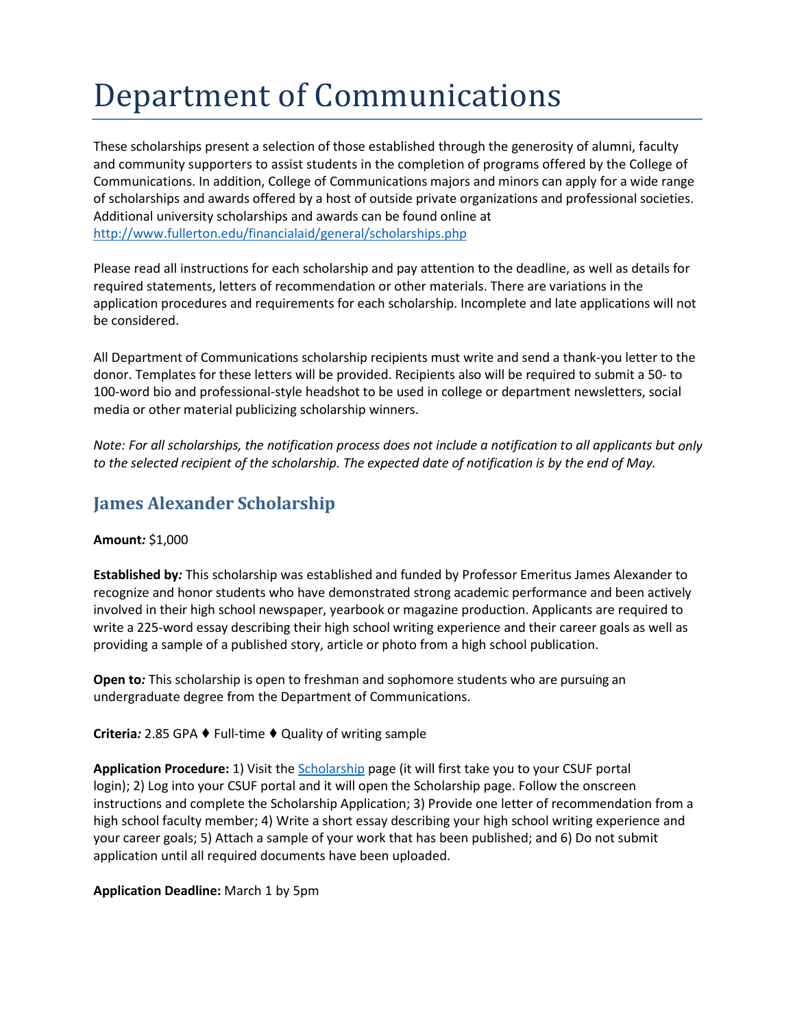# Department of Communications

These scholarships present a selection of those established through the generosity of alumni, faculty and community supporters to assist students in the completion of programs offered by the College of Communications. In addition, College of Communications majors and minors can apply for a wide range of scholarships and awards offered by a host of outside private organizations and professional societies. Additional university scholarships and awards can be found online at http://www.fullerton.edu/financialaid/general/scholarships.php

Please read all instructions for each scholarship and pay attention to the deadline, as well as details for required statements, letters of recommendation or other materials. There are variations in the application procedures and requirements for each scholarship. Incomplete and late applications will not be considered.

All Department of Communications scholarship recipients must write and send a thank-you letter to the donor. Templates for these letters will be provided. Recipients also will be required to submit a 50- to 100-word bio and professional-style headshot to be used in college or department newsletters, social media or other material publicizing scholarship winners.

*Note: For all scholarships, the notification process does not include a notification to all applicants but only to the selected recipient of the scholarship. The expected date of notification is by the end of May.*

## James Alexander Scholarship

**Amount:** $1,000

**Established by:** This scholarship was established and funded by Professor Emeritus James Alexander to recognize and honor students who have demonstrated strong academic performance and been actively involved in their high school newspaper, yearbook or magazine production. Applicants are required to write a 225-word essay describing their high school writing experience and their career goals as well as providing a sample of a published story, article or photo from a high school publication.

**Open to:** This scholarship is open to freshman and sophomore students who are pursuing an undergraduate degree from the Department of Communications.

**Criteria:** 2.85 GPA ♦ Full-time ♦ Quality of writing sample

**Application Procedure:** 1) Visit the Scholarship page (it will first take you to your CSUF portal login); 2) Log into your CSUF portal and it will open the Scholarship page. Follow the onscreen instructions and complete the Scholarship Application; 3) Provide one letter of recommendation from a high school faculty member; 4) Write a short essay describing your high school writing experience and your career goals; 5) Attach a sample of your work that has been published; and 6) Do not submit application until all required documents have been uploaded.

**Application Deadline:** March 1 by 5pm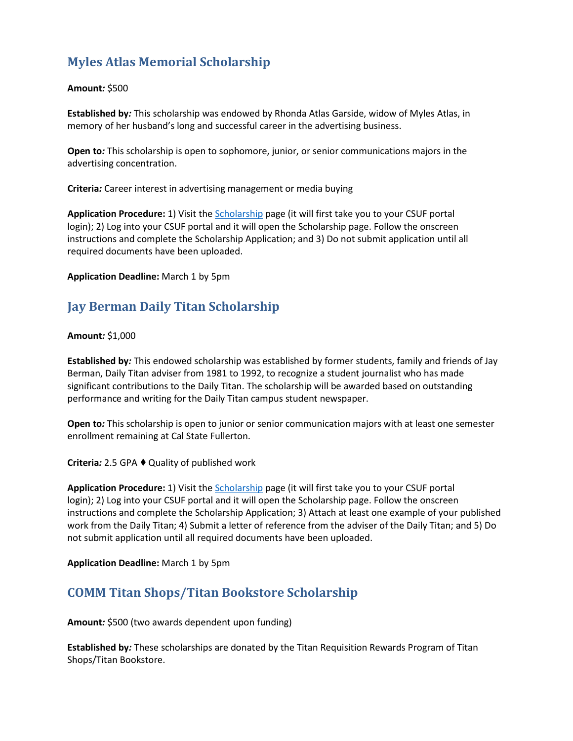## Myles Atlas Memorial Scholarship

**Amount:** $500

**Established by:** This scholarship was endowed by Rhonda Atlas Garside, widow of Myles Atlas, in memory of her husband's long and successful career in the advertising business.

**Open to:** This scholarship is open to sophomore, junior, or senior communications majors in the advertising concentration.

**Criteria:** Career interest in advertising management or media buying

**Application Procedure:** 1) Visit the Scholarship page (it will first take you to your CSUF portal login); 2) Log into your CSUF portal and it will open the Scholarship page. Follow the onscreen instructions and complete the Scholarship Application; and 3) Do not submit application until all required documents have been uploaded.

**Application Deadline:** March 1 by 5pm

## Jay Berman Daily Titan Scholarship

**Amount:** $1,000

**Established by:** This endowed scholarship was established by former students, family and friends of Jay Berman, Daily Titan adviser from 1981 to 1992, to recognize a student journalist who has made significant contributions to the Daily Titan. The scholarship will be awarded based on outstanding performance and writing for the Daily Titan campus student newspaper.

**Open to:** This scholarship is open to junior or senior communication majors with at least one semester enrollment remaining at Cal State Fullerton.

**Criteria:** 2.5 GPA ♦ Quality of published work

**Application Procedure:** 1) Visit the Scholarship page (it will first take you to your CSUF portal login); 2) Log into your CSUF portal and it will open the Scholarship page. Follow the onscreen instructions and complete the Scholarship Application; 3) Attach at least one example of your published work from the Daily Titan; 4) Submit a letter of reference from the adviser of the Daily Titan; and 5) Do not submit application until all required documents have been uploaded.

**Application Deadline:** March 1 by 5pm

## COMM Titan Shops/Titan Bookstore Scholarship

**Amount:** $500 (two awards dependent upon funding)

**Established by:** These scholarships are donated by the Titan Requisition Rewards Program of Titan Shops/Titan Bookstore.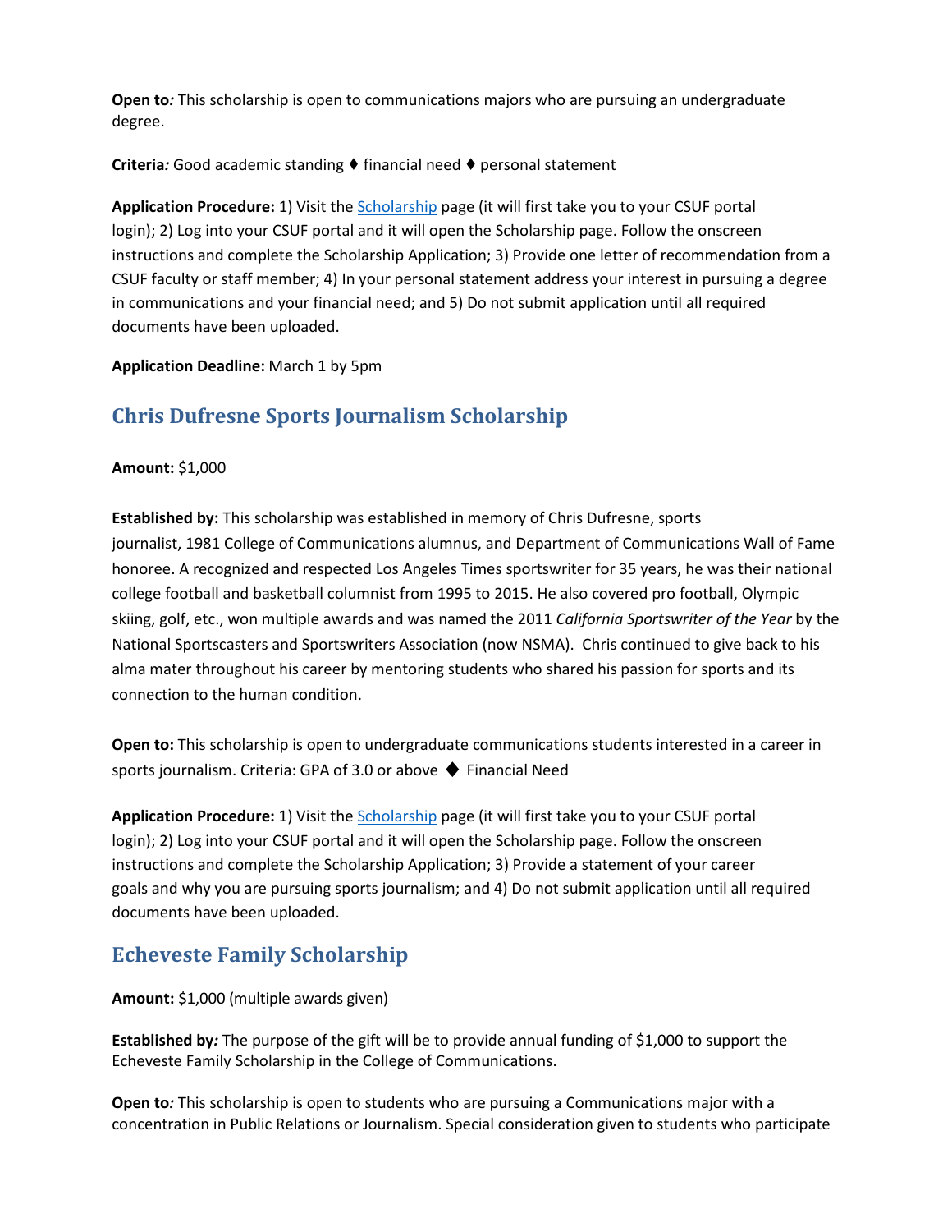**Open to***:* This scholarship is open to communications majors who are pursuing an undergraduate degree.

**Criteria***:* Good academic standing ♦ financial need ♦ personal statement

**Application Procedure:** 1) Visit the Scholarship page (it will first take you to your CSUF portal login); 2) Log into your CSUF portal and it will open the Scholarship page. Follow the onscreen instructions and complete the Scholarship Application; 3) Provide one letter of recommendation from a CSUF faculty or staff member; 4) In your personal statement address your interest in pursuing a degree in communications and your financial need; and 5) Do not submit application until all required documents have been uploaded.

**Application Deadline:** March 1 by 5pm

## Chris Dufresne Sports Journalism Scholarship

**Amount:** $1,000

**Established by:** This scholarship was established in memory of Chris Dufresne, sports journalist, 1981 College of Communications alumnus, and Department of Communications Wall of Fame honoree. A recognized and respected Los Angeles Times sportswriter for 35 years, he was their national college football and basketball columnist from 1995 to 2015. He also covered pro football, Olympic skiing, golf, etc., won multiple awards and was named the 2011 *California Sportswriter of the Year* by the National Sportscasters and Sportswriters Association (now NSMA). Chris continued to give back to his alma mater throughout his career by mentoring students who shared his passion for sports and its connection to the human condition.

**Open to:** This scholarship is open to undergraduate communications students interested in a career in sports journalism. Criteria: GPA of 3.0 or above ◆ Financial Need

**Application Procedure:** 1) Visit the Scholarship page (it will first take you to your CSUF portal login); 2) Log into your CSUF portal and it will open the Scholarship page. Follow the onscreen instructions and complete the Scholarship Application; 3) Provide a statement of your career goals and why you are pursuing sports journalism; and 4) Do not submit application until all required documents have been uploaded.

## Echeveste Family Scholarship

**Amount:** $1,000 (multiple awards given)

**Established by***:* The purpose of the gift will be to provide annual funding of $1,000 to support the Echeveste Family Scholarship in the College of Communications.

**Open to***:* This scholarship is open to students who are pursuing a Communications major with a concentration in Public Relations or Journalism. Special consideration given to students who participate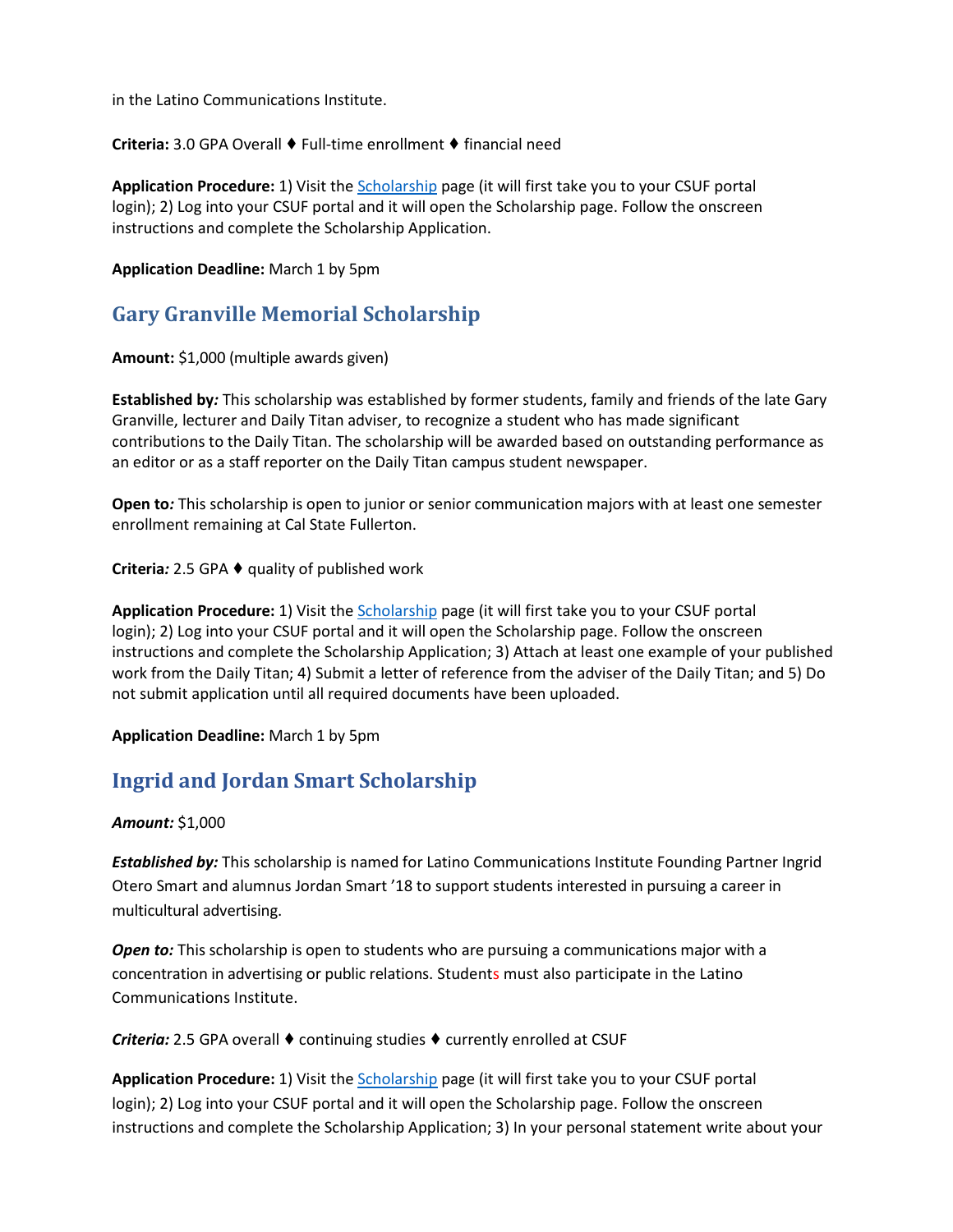in the Latino Communications Institute.

**Criteria:** 3.0 GPA Overall ♦ Full-time enrollment ♦ financial need

**Application Procedure:** 1) Visit the Scholarship page (it will first take you to your CSUF portal login); 2) Log into your CSUF portal and it will open the Scholarship page. Follow the onscreen instructions and complete the Scholarship Application.

**Application Deadline:** March 1 by 5pm

## Gary Granville Memorial Scholarship

**Amount:** $1,000 (multiple awards given)

**Established by:** This scholarship was established by former students, family and friends of the late Gary Granville, lecturer and Daily Titan adviser, to recognize a student who has made significant contributions to the Daily Titan. The scholarship will be awarded based on outstanding performance as an editor or as a staff reporter on the Daily Titan campus student newspaper.

**Open to:** This scholarship is open to junior or senior communication majors with at least one semester enrollment remaining at Cal State Fullerton.

**Criteria:** 2.5 GPA ♦ quality of published work

**Application Procedure:** 1) Visit the Scholarship page (it will first take you to your CSUF portal login); 2) Log into your CSUF portal and it will open the Scholarship page. Follow the onscreen instructions and complete the Scholarship Application; 3) Attach at least one example of your published work from the Daily Titan; 4) Submit a letter of reference from the adviser of the Daily Titan; and 5) Do not submit application until all required documents have been uploaded.

**Application Deadline:** March 1 by 5pm

## Ingrid and Jordan Smart Scholarship

***Amount:*** $1,000

***Established by:*** This scholarship is named for Latino Communications Institute Founding Partner Ingrid Otero Smart and alumnus Jordan Smart '18 to support students interested in pursuing a career in multicultural advertising.

***Open to:*** This scholarship is open to students who are pursuing a communications major with a concentration in advertising or public relations. Students must also participate in the Latino Communications Institute.

***Criteria:*** 2.5 GPA overall ♦ continuing studies ♦ currently enrolled at CSUF

**Application Procedure:** 1) Visit the Scholarship page (it will first take you to your CSUF portal login); 2) Log into your CSUF portal and it will open the Scholarship page. Follow the onscreen instructions and complete the Scholarship Application; 3) In your personal statement write about your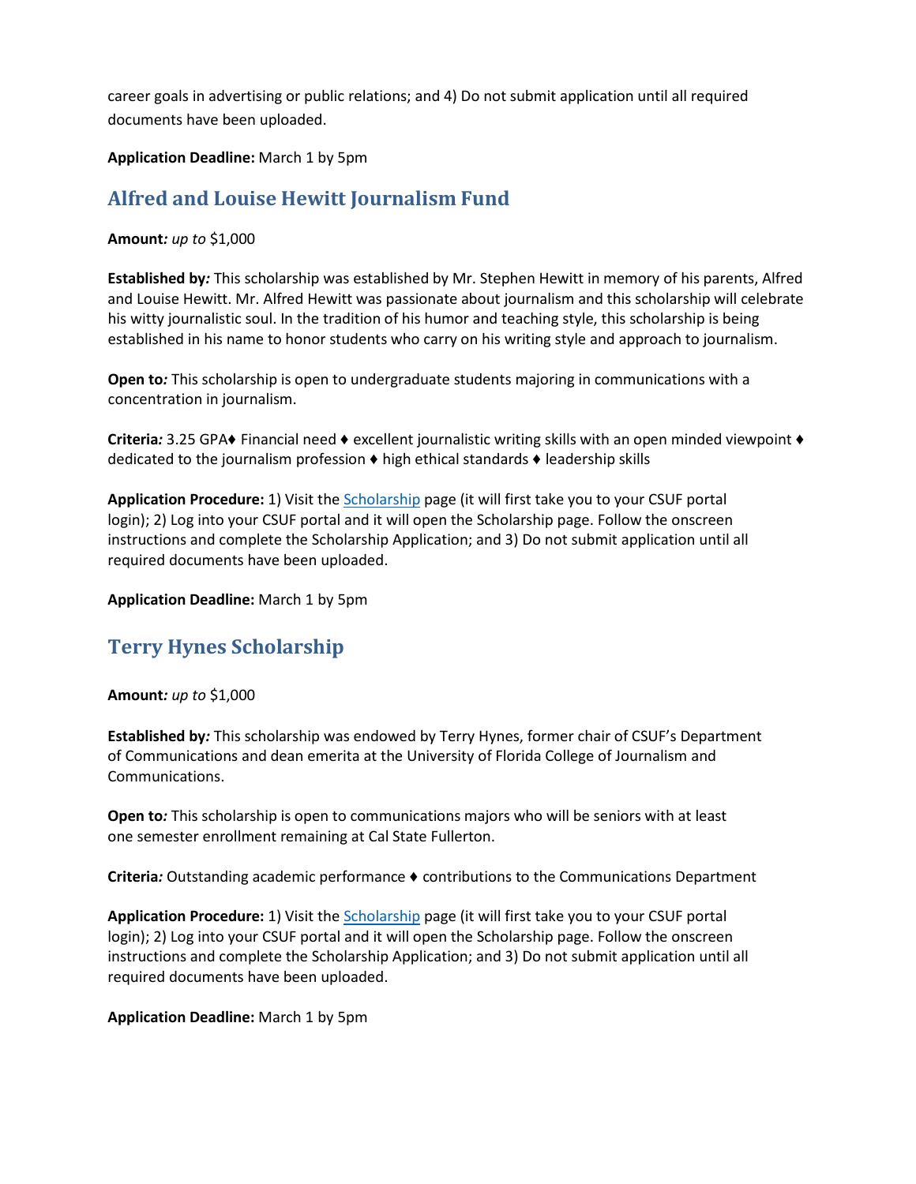career goals in advertising or public relations; and 4) Do not submit application until all required documents have been uploaded.

**Application Deadline:** March 1 by 5pm

## Alfred and Louise Hewitt Journalism Fund

**Amount***:* *up to* $1,000

**Established by***:* This scholarship was established by Mr. Stephen Hewitt in memory of his parents, Alfred and Louise Hewitt. Mr. Alfred Hewitt was passionate about journalism and this scholarship will celebrate his witty journalistic soul. In the tradition of his humor and teaching style, this scholarship is being established in his name to honor students who carry on his writing style and approach to journalism.

**Open to***:* This scholarship is open to undergraduate students majoring in communications with a concentration in journalism.

**Criteria***:* 3.25 GPA♦ Financial need ♦ excellent journalistic writing skills with an open minded viewpoint ♦ dedicated to the journalism profession ♦ high ethical standards ♦ leadership skills

**Application Procedure:** 1) Visit the [Scholarship]() page (it will first take you to your CSUF portal login); 2) Log into your CSUF portal and it will open the Scholarship page. Follow the onscreen instructions and complete the Scholarship Application; and 3) Do not submit application until all required documents have been uploaded.

**Application Deadline:** March 1 by 5pm

## Terry Hynes Scholarship

**Amount***:* *up to* $1,000

**Established by***:* This scholarship was endowed by Terry Hynes, former chair of CSUF's Department of Communications and dean emerita at the University of Florida College of Journalism and Communications.

**Open to***:* This scholarship is open to communications majors who will be seniors with at least one semester enrollment remaining at Cal State Fullerton.

**Criteria***:* Outstanding academic performance ♦ contributions to the Communications Department

**Application Procedure:** 1) Visit the [Scholarship]() page (it will first take you to your CSUF portal login); 2) Log into your CSUF portal and it will open the Scholarship page. Follow the onscreen instructions and complete the Scholarship Application; and 3) Do not submit application until all required documents have been uploaded.

**Application Deadline:** March 1 by 5pm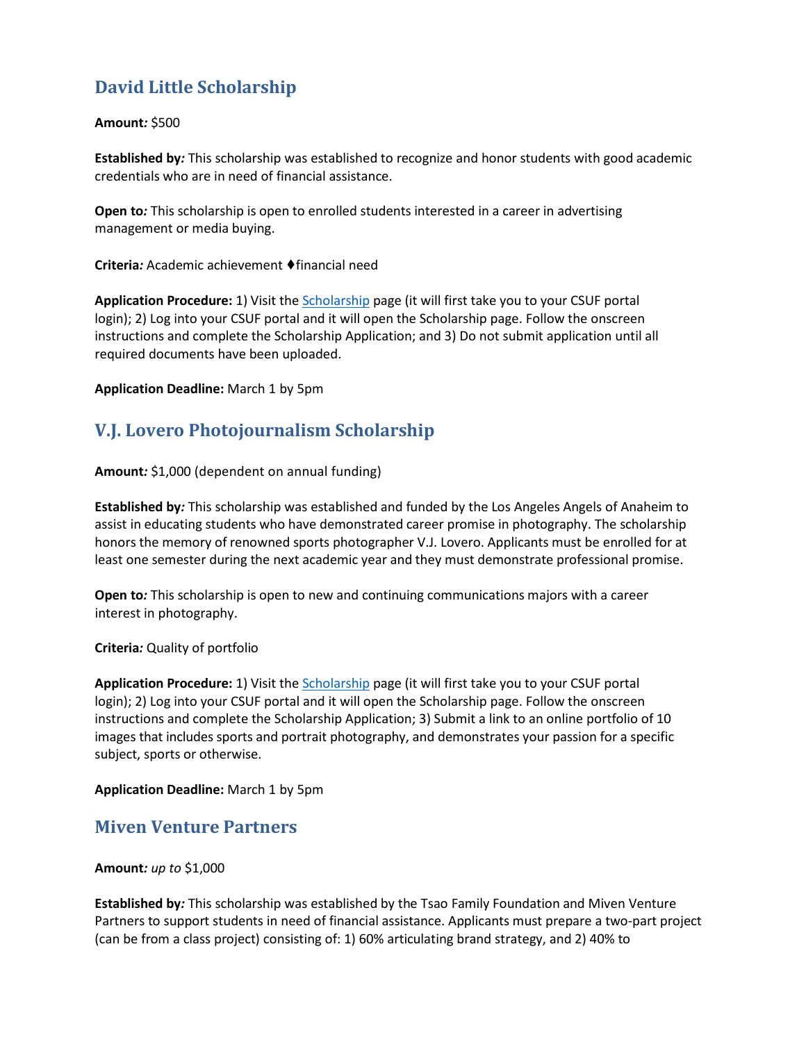## David Little Scholarship

**Amount*:*** $500

**Established by*:*** This scholarship was established to recognize and honor students with good academic credentials who are in need of financial assistance.

**Open to*:*** This scholarship is open to enrolled students interested in a career in advertising management or media buying.

**Criteria*:*** Academic achievement ♦financial need

**Application Procedure:** 1) Visit the [Scholarship]() page (it will first take you to your CSUF portal login); 2) Log into your CSUF portal and it will open the Scholarship page. Follow the onscreen instructions and complete the Scholarship Application; and 3) Do not submit application until all required documents have been uploaded.

**Application Deadline:** March 1 by 5pm

## V.J. Lovero Photojournalism Scholarship

**Amount*:*** $1,000 (dependent on annual funding)

**Established by*:*** This scholarship was established and funded by the Los Angeles Angels of Anaheim to assist in educating students who have demonstrated career promise in photography. The scholarship honors the memory of renowned sports photographer V.J. Lovero. Applicants must be enrolled for at least one semester during the next academic year and they must demonstrate professional promise.

**Open to*:*** This scholarship is open to new and continuing communications majors with a career interest in photography.

**Criteria*:*** Quality of portfolio

**Application Procedure:** 1) Visit the [Scholarship]() page (it will first take you to your CSUF portal login); 2) Log into your CSUF portal and it will open the Scholarship page. Follow the onscreen instructions and complete the Scholarship Application; 3) Submit a link to an online portfolio of 10 images that includes sports and portrait photography, and demonstrates your passion for a specific subject, sports or otherwise.

**Application Deadline:** March 1 by 5pm

## Miven Venture Partners

**Amount*:*** *up to* $1,000

**Established by*:*** This scholarship was established by the Tsao Family Foundation and Miven Venture Partners to support students in need of financial assistance. Applicants must prepare a two-part project (can be from a class project) consisting of: 1) 60% articulating brand strategy, and 2) 40% to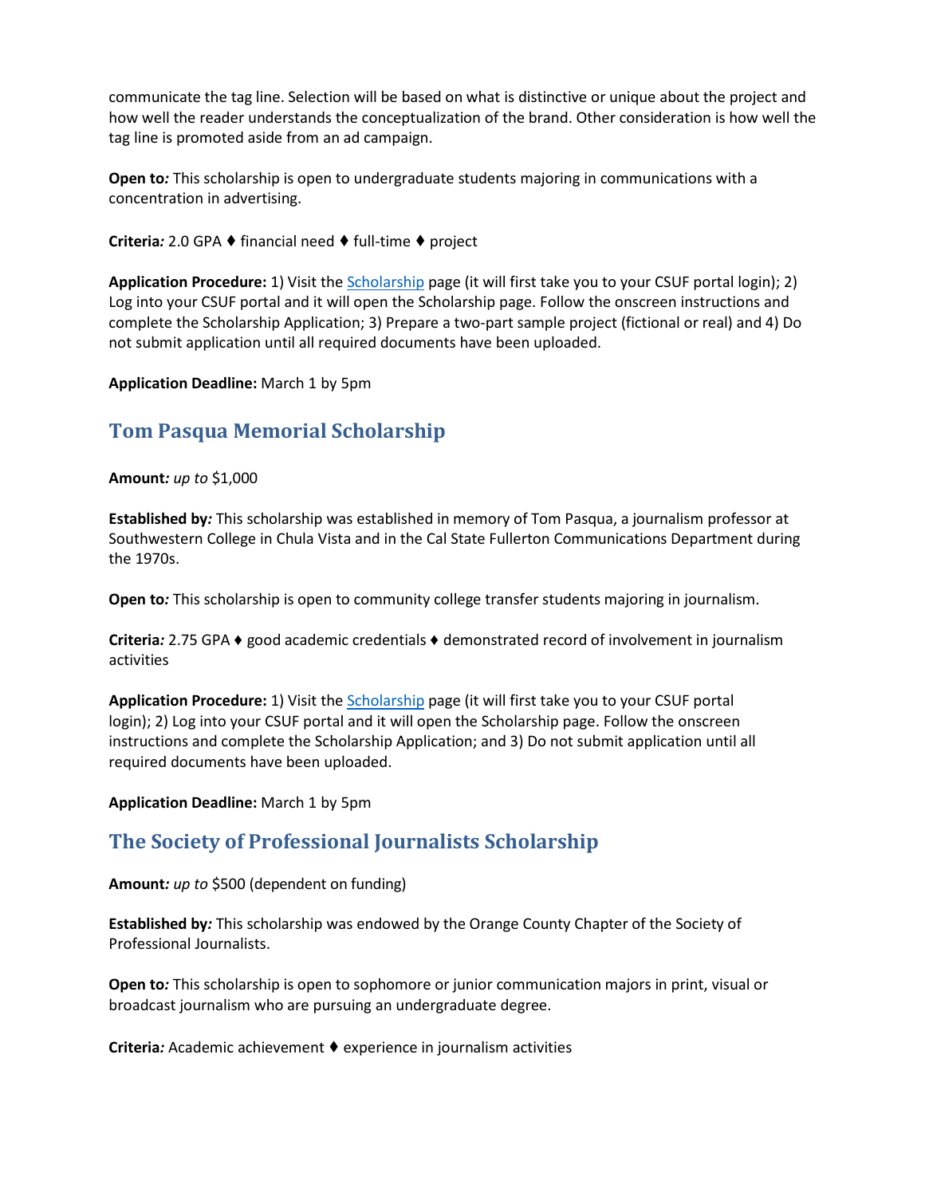communicate the tag line. Selection will be based on what is distinctive or unique about the project and how well the reader understands the conceptualization of the brand. Other consideration is how well the tag line is promoted aside from an ad campaign.

**Open to*:*** This scholarship is open to undergraduate students majoring in communications with a concentration in advertising.

**Criteria*:*** 2.0 GPA ♦ financial need ♦ full-time ♦ project

**Application Procedure:** 1) Visit the Scholarship page (it will first take you to your CSUF portal login); 2) Log into your CSUF portal and it will open the Scholarship page. Follow the onscreen instructions and complete the Scholarship Application; 3) Prepare a two-part sample project (fictional or real) and 4) Do not submit application until all required documents have been uploaded.

**Application Deadline:** March 1 by 5pm

## Tom Pasqua Memorial Scholarship

**Amount*:*** *up to* $1,000

**Established by*:*** This scholarship was established in memory of Tom Pasqua, a journalism professor at Southwestern College in Chula Vista and in the Cal State Fullerton Communications Department during the 1970s.

**Open to*:*** This scholarship is open to community college transfer students majoring in journalism.

**Criteria*:*** 2.75 GPA ♦ good academic credentials ♦ demonstrated record of involvement in journalism activities

**Application Procedure:** 1) Visit the Scholarship page (it will first take you to your CSUF portal login); 2) Log into your CSUF portal and it will open the Scholarship page. Follow the onscreen instructions and complete the Scholarship Application; and 3) Do not submit application until all required documents have been uploaded.

**Application Deadline:** March 1 by 5pm

## The Society of Professional Journalists Scholarship

**Amount*:*** *up to* $500 (dependent on funding)

**Established by*:*** This scholarship was endowed by the Orange County Chapter of the Society of Professional Journalists.

**Open to*:*** This scholarship is open to sophomore or junior communication majors in print, visual or broadcast journalism who are pursuing an undergraduate degree.

**Criteria*:*** Academic achievement ♦ experience in journalism activities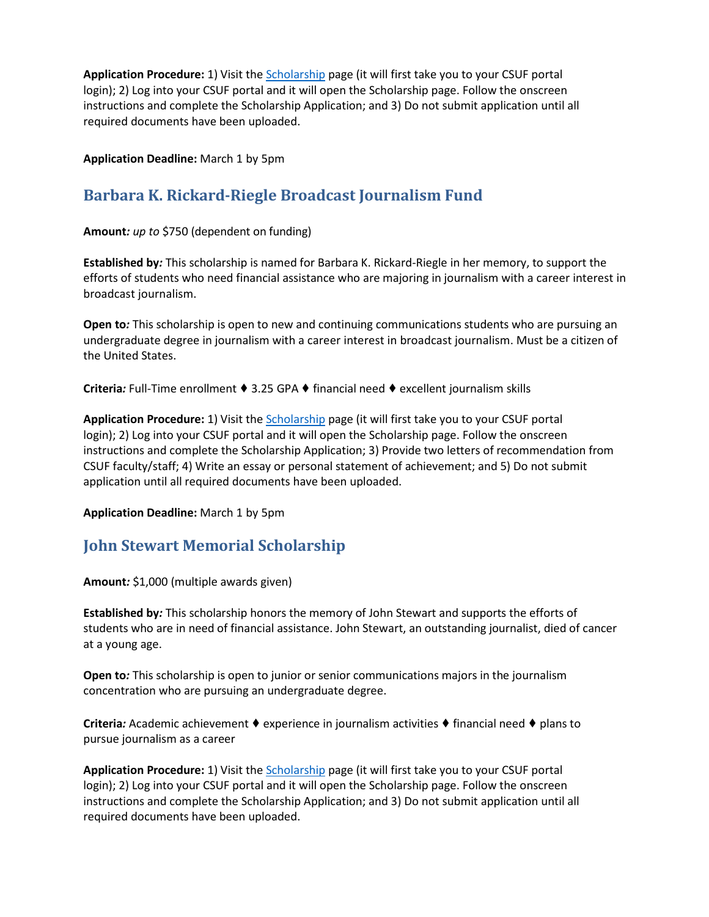**Application Procedure:** 1) Visit the [Scholarship](#) page (it will first take you to your CSUF portal login); 2) Log into your CSUF portal and it will open the Scholarship page. Follow the onscreen instructions and complete the Scholarship Application; and 3) Do not submit application until all required documents have been uploaded.

**Application Deadline:** March 1 by 5pm

## Barbara K. Rickard-Riegle Broadcast Journalism Fund

**Amount***:* *up to* $750 (dependent on funding)

**Established by***:* This scholarship is named for Barbara K. Rickard-Riegle in her memory, to support the efforts of students who need financial assistance who are majoring in journalism with a career interest in broadcast journalism.

**Open to***:* This scholarship is open to new and continuing communications students who are pursuing an undergraduate degree in journalism with a career interest in broadcast journalism. Must be a citizen of the United States.

**Criteria***:* Full-Time enrollment ♦ 3.25 GPA ♦ financial need ♦ excellent journalism skills

**Application Procedure:** 1) Visit the [Scholarship](#) page (it will first take you to your CSUF portal login); 2) Log into your CSUF portal and it will open the Scholarship page. Follow the onscreen instructions and complete the Scholarship Application; 3) Provide two letters of recommendation from CSUF faculty/staff; 4) Write an essay or personal statement of achievement; and 5) Do not submit application until all required documents have been uploaded.

**Application Deadline:** March 1 by 5pm

## John Stewart Memorial Scholarship

**Amount***:* $1,000 (multiple awards given)

**Established by***:* This scholarship honors the memory of John Stewart and supports the efforts of students who are in need of financial assistance. John Stewart, an outstanding journalist, died of cancer at a young age.

**Open to***:* This scholarship is open to junior or senior communications majors in the journalism concentration who are pursuing an undergraduate degree.

**Criteria***:* Academic achievement ♦ experience in journalism activities ♦ financial need ♦ plans to pursue journalism as a career

**Application Procedure:** 1) Visit the [Scholarship](#) page (it will first take you to your CSUF portal login); 2) Log into your CSUF portal and it will open the Scholarship page. Follow the onscreen instructions and complete the Scholarship Application; and 3) Do not submit application until all required documents have been uploaded.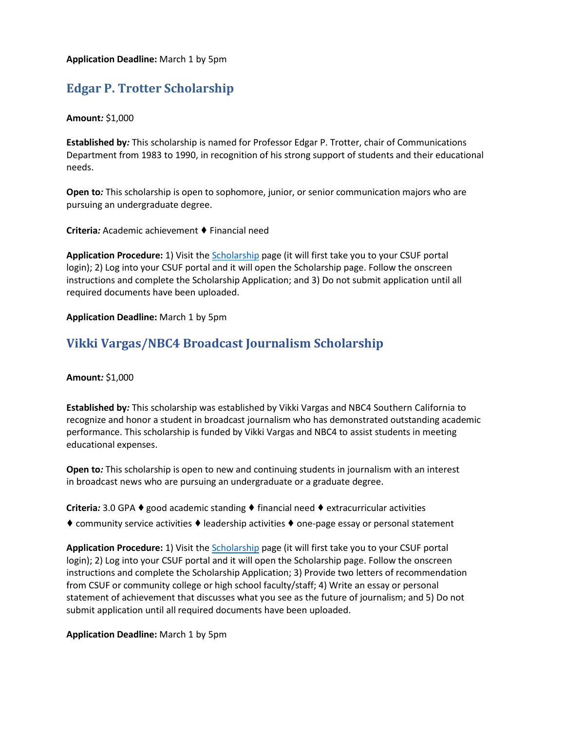**Application Deadline:** March 1 by 5pm

## Edgar P. Trotter Scholarship

**Amount*:*** $1,000

**Established by*:*** This scholarship is named for Professor Edgar P. Trotter, chair of Communications Department from 1983 to 1990, in recognition of his strong support of students and their educational needs.

**Open to*:*** This scholarship is open to sophomore, junior, or senior communication majors who are pursuing an undergraduate degree.

**Criteria*:*** Academic achievement ♦ Financial need

**Application Procedure:** 1) Visit the Scholarship page (it will first take you to your CSUF portal login); 2) Log into your CSUF portal and it will open the Scholarship page. Follow the onscreen instructions and complete the Scholarship Application; and 3) Do not submit application until all required documents have been uploaded.

**Application Deadline:** March 1 by 5pm

## Vikki Vargas/NBC4 Broadcast Journalism Scholarship

**Amount*:*** $1,000

**Established by*:*** This scholarship was established by Vikki Vargas and NBC4 Southern California to recognize and honor a student in broadcast journalism who has demonstrated outstanding academic performance. This scholarship is funded by Vikki Vargas and NBC4 to assist students in meeting educational expenses.

**Open to*:*** This scholarship is open to new and continuing students in journalism with an interest in broadcast news who are pursuing an undergraduate or a graduate degree.

**Criteria*:*** 3.0 GPA ♦ good academic standing ♦ financial need ♦ extracurricular activities ♦ community service activities ♦ leadership activities ♦ one-page essay or personal statement

**Application Procedure:** 1) Visit the Scholarship page (it will first take you to your CSUF portal login); 2) Log into your CSUF portal and it will open the Scholarship page. Follow the onscreen instructions and complete the Scholarship Application; 3) Provide two letters of recommendation from CSUF or community college or high school faculty/staff; 4) Write an essay or personal statement of achievement that discusses what you see as the future of journalism; and 5) Do not submit application until all required documents have been uploaded.

**Application Deadline:** March 1 by 5pm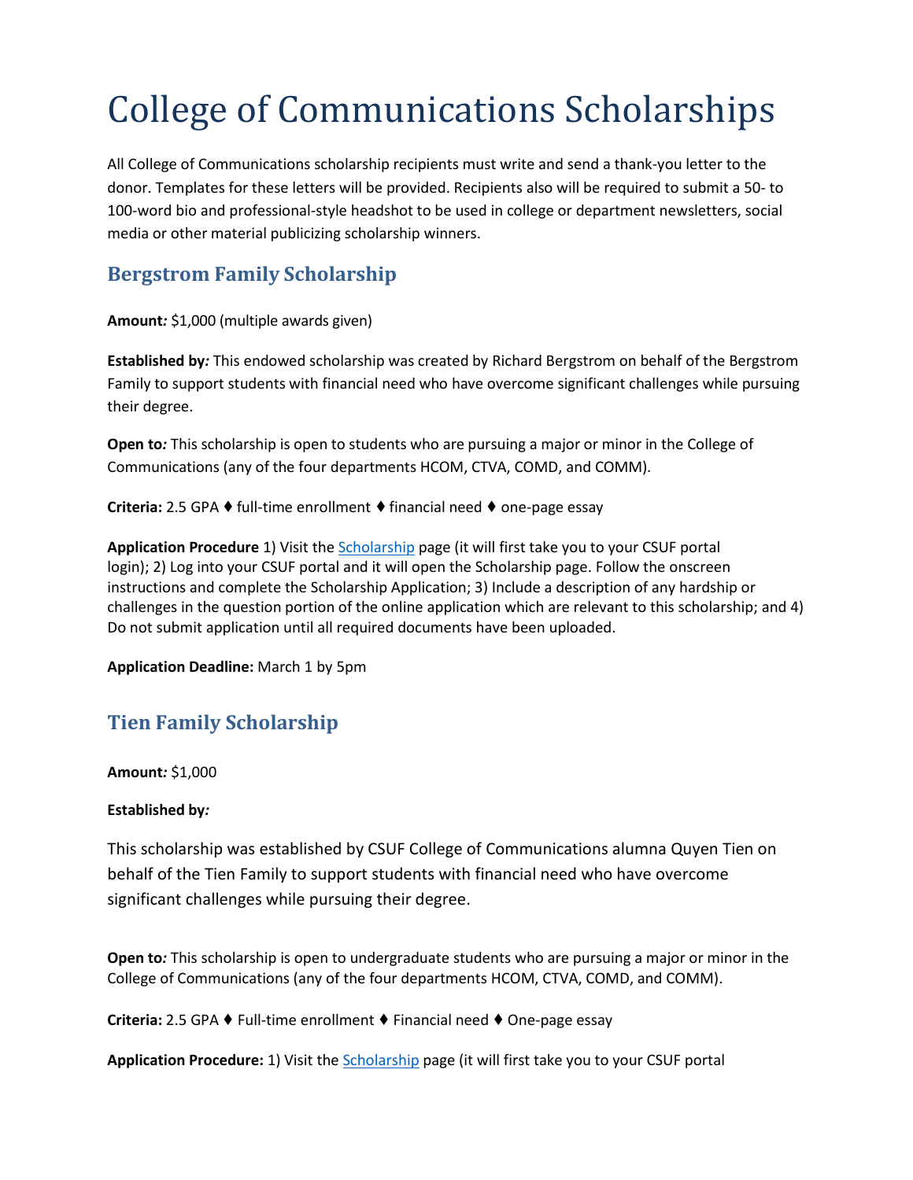# College of Communications Scholarships

All College of Communications scholarship recipients must write and send a thank-you letter to the donor. Templates for these letters will be provided. Recipients also will be required to submit a 50- to 100-word bio and professional-style headshot to be used in college or department newsletters, social media or other material publicizing scholarship winners.

## Bergstrom Family Scholarship

**Amount*:*** $1,000 (multiple awards given)

**Established by*:*** This endowed scholarship was created by Richard Bergstrom on behalf of the Bergstrom Family to support students with financial need who have overcome significant challenges while pursuing their degree.

**Open to*:*** This scholarship is open to students who are pursuing a major or minor in the College of Communications (any of the four departments HCOM, CTVA, COMD, and COMM).

**Criteria:** 2.5 GPA ♦ full-time enrollment ♦ financial need ♦ one-page essay

**Application Procedure** 1) Visit the Scholarship page (it will first take you to your CSUF portal login); 2) Log into your CSUF portal and it will open the Scholarship page. Follow the onscreen instructions and complete the Scholarship Application; 3) Include a description of any hardship or challenges in the question portion of the online application which are relevant to this scholarship; and 4) Do not submit application until all required documents have been uploaded.

**Application Deadline:** March 1 by 5pm

## Tien Family Scholarship

**Amount*:*** $1,000

**Established by*:***

This scholarship was established by CSUF College of Communications alumna Quyen Tien on behalf of the Tien Family to support students with financial need who have overcome significant challenges while pursuing their degree.

**Open to*:*** This scholarship is open to undergraduate students who are pursuing a major or minor in the College of Communications (any of the four departments HCOM, CTVA, COMD, and COMM).

**Criteria:** 2.5 GPA ♦ Full-time enrollment ♦ Financial need ♦ One-page essay

**Application Procedure:** 1) Visit the Scholarship page (it will first take you to your CSUF portal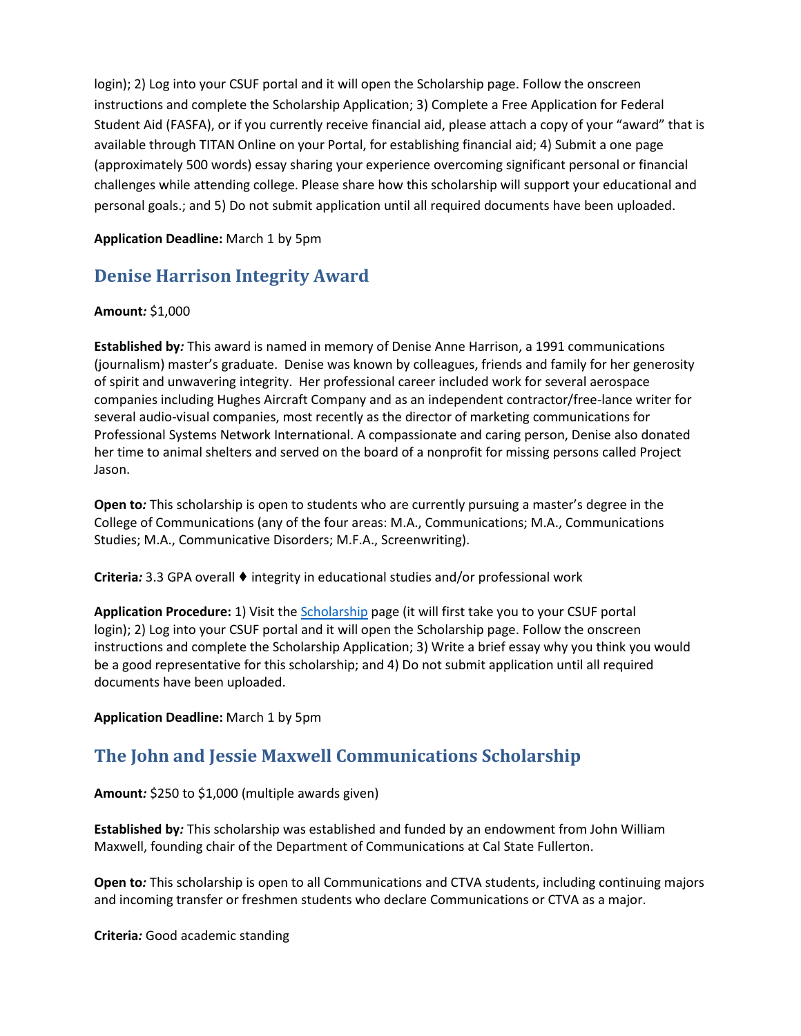login); 2) Log into your CSUF portal and it will open the Scholarship page. Follow the onscreen instructions and complete the Scholarship Application; 3) Complete a Free Application for Federal Student Aid (FASFA), or if you currently receive financial aid, please attach a copy of your "award" that is available through TITAN Online on your Portal, for establishing financial aid; 4) Submit a one page (approximately 500 words) essay sharing your experience overcoming significant personal or financial challenges while attending college. Please share how this scholarship will support your educational and personal goals.; and 5) Do not submit application until all required documents have been uploaded.

**Application Deadline:** March 1 by 5pm

## Denise Harrison Integrity Award

**Amount*:*** $1,000

**Established by*:*** This award is named in memory of Denise Anne Harrison, a 1991 communications (journalism) master's graduate. Denise was known by colleagues, friends and family for her generosity of spirit and unwavering integrity. Her professional career included work for several aerospace companies including Hughes Aircraft Company and as an independent contractor/free-lance writer for several audio-visual companies, most recently as the director of marketing communications for Professional Systems Network International. A compassionate and caring person, Denise also donated her time to animal shelters and served on the board of a nonprofit for missing persons called Project Jason.

**Open to*:*** This scholarship is open to students who are currently pursuing a master's degree in the College of Communications (any of the four areas: M.A., Communications; M.A., Communications Studies; M.A., Communicative Disorders; M.F.A., Screenwriting).

**Criteria*:*** 3.3 GPA overall ♦ integrity in educational studies and/or professional work

**Application Procedure:** 1) Visit the Scholarship page (it will first take you to your CSUF portal login); 2) Log into your CSUF portal and it will open the Scholarship page. Follow the onscreen instructions and complete the Scholarship Application; 3) Write a brief essay why you think you would be a good representative for this scholarship; and 4) Do not submit application until all required documents have been uploaded.

**Application Deadline:** March 1 by 5pm

## The John and Jessie Maxwell Communications Scholarship

**Amount*:*** $250 to $1,000 (multiple awards given)

**Established by*:*** This scholarship was established and funded by an endowment from John William Maxwell, founding chair of the Department of Communications at Cal State Fullerton.

**Open to*:*** This scholarship is open to all Communications and CTVA students, including continuing majors and incoming transfer or freshmen students who declare Communications or CTVA as a major.

**Criteria*:*** Good academic standing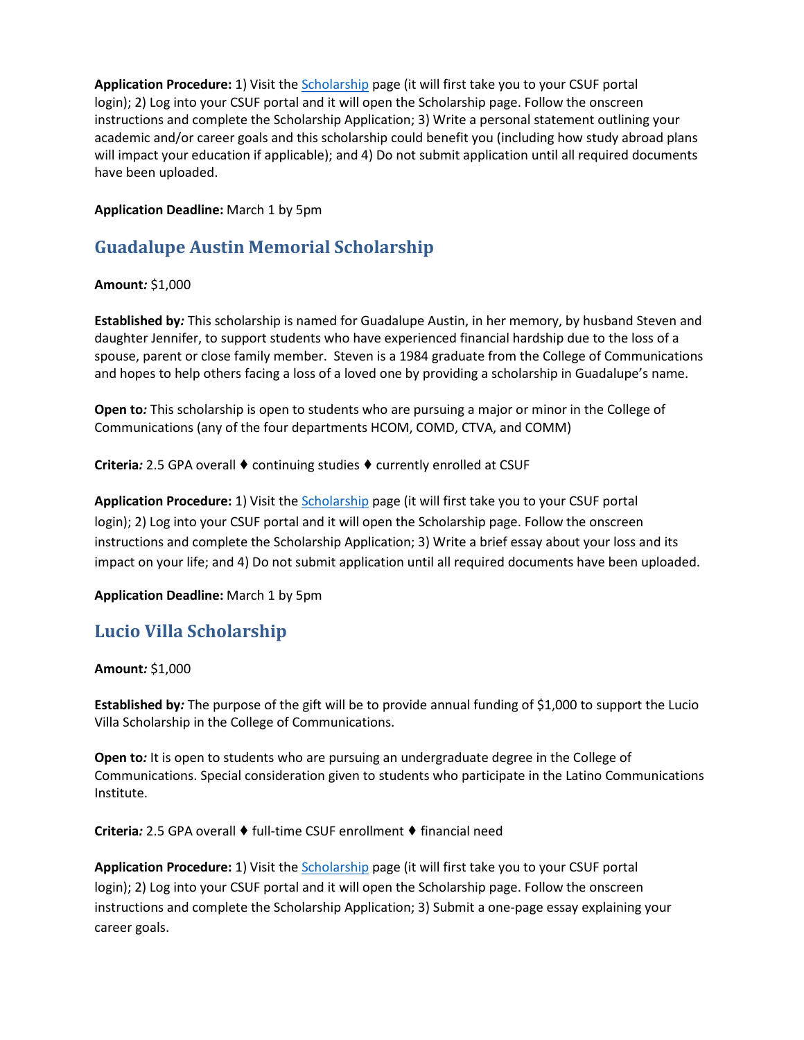**Application Procedure:** 1) Visit the [Scholarship](#) page (it will first take you to your CSUF portal login); 2) Log into your CSUF portal and it will open the Scholarship page. Follow the onscreen instructions and complete the Scholarship Application; 3) Write a personal statement outlining your academic and/or career goals and this scholarship could benefit you (including how study abroad plans will impact your education if applicable); and 4) Do not submit application until all required documents have been uploaded.

**Application Deadline:** March 1 by 5pm

## Guadalupe Austin Memorial Scholarship

**Amount*:*** $1,000

**Established by*:*** This scholarship is named for Guadalupe Austin, in her memory, by husband Steven and daughter Jennifer, to support students who have experienced financial hardship due to the loss of a spouse, parent or close family member. Steven is a 1984 graduate from the College of Communications and hopes to help others facing a loss of a loved one by providing a scholarship in Guadalupe's name.

**Open to*:*** This scholarship is open to students who are pursuing a major or minor in the College of Communications (any of the four departments HCOM, COMD, CTVA, and COMM)

**Criteria*:*** 2.5 GPA overall ♦ continuing studies ♦ currently enrolled at CSUF

**Application Procedure:** 1) Visit the [Scholarship](#) page (it will first take you to your CSUF portal login); 2) Log into your CSUF portal and it will open the Scholarship page. Follow the onscreen instructions and complete the Scholarship Application; 3) Write a brief essay about your loss and its impact on your life; and 4) Do not submit application until all required documents have been uploaded.

**Application Deadline:** March 1 by 5pm

## Lucio Villa Scholarship

**Amount*:*** $1,000

**Established by*:*** The purpose of the gift will be to provide annual funding of $1,000 to support the Lucio Villa Scholarship in the College of Communications.

**Open to*:*** It is open to students who are pursuing an undergraduate degree in the College of Communications. Special consideration given to students who participate in the Latino Communications Institute.

**Criteria*:*** 2.5 GPA overall ♦ full-time CSUF enrollment ♦ financial need

**Application Procedure:** 1) Visit the [Scholarship](#) page (it will first take you to your CSUF portal login); 2) Log into your CSUF portal and it will open the Scholarship page. Follow the onscreen instructions and complete the Scholarship Application; 3) Submit a one-page essay explaining your career goals.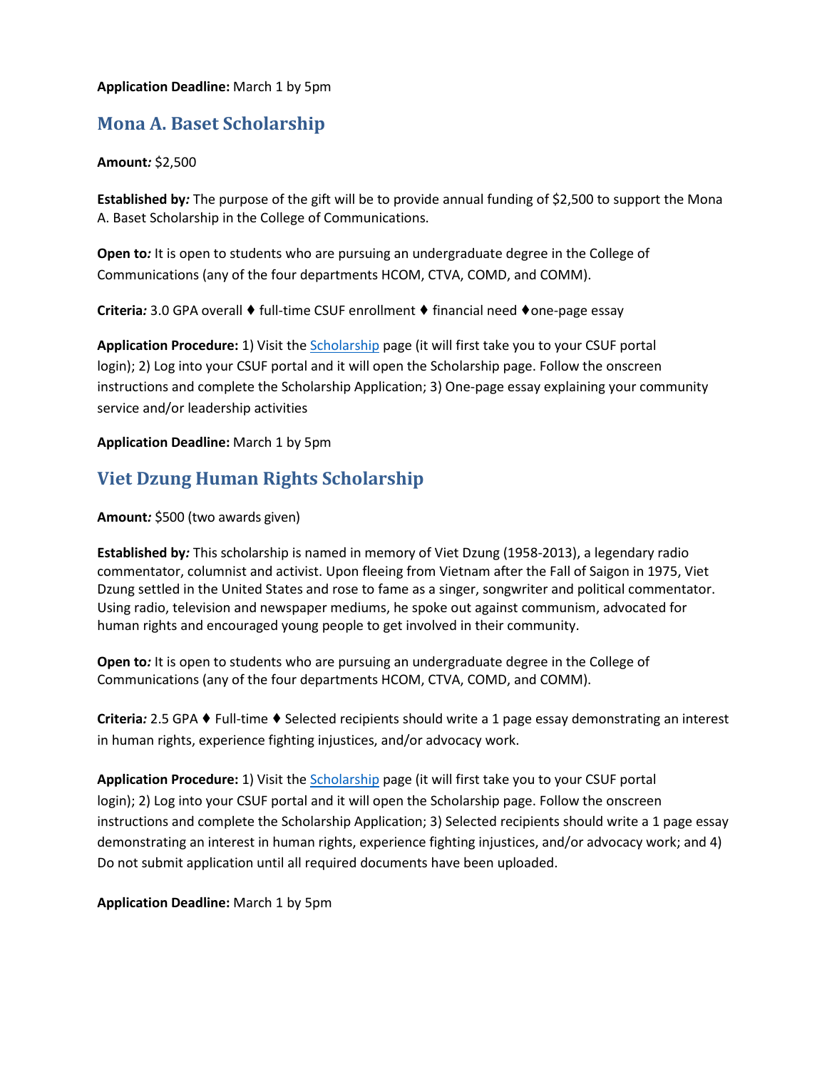**Application Deadline:** March 1 by 5pm

## Mona A. Baset Scholarship

**Amount:** $2,500

**Established by:** The purpose of the gift will be to provide annual funding of $2,500 to support the Mona A. Baset Scholarship in the College of Communications.

**Open to:** It is open to students who are pursuing an undergraduate degree in the College of Communications (any of the four departments HCOM, CTVA, COMD, and COMM).

**Criteria:** 3.0 GPA overall ♦ full-time CSUF enrollment ♦ financial need ♦one-page essay

**Application Procedure:** 1) Visit the Scholarship page (it will first take you to your CSUF portal login); 2) Log into your CSUF portal and it will open the Scholarship page. Follow the onscreen instructions and complete the Scholarship Application; 3) One-page essay explaining your community service and/or leadership activities

**Application Deadline:** March 1 by 5pm

## Viet Dzung Human Rights Scholarship

**Amount:** $500 (two awards given)

**Established by:** This scholarship is named in memory of Viet Dzung (1958-2013), a legendary radio commentator, columnist and activist. Upon fleeing from Vietnam after the Fall of Saigon in 1975, Viet Dzung settled in the United States and rose to fame as a singer, songwriter and political commentator. Using radio, television and newspaper mediums, he spoke out against communism, advocated for human rights and encouraged young people to get involved in their community.

**Open to:** It is open to students who are pursuing an undergraduate degree in the College of Communications (any of the four departments HCOM, CTVA, COMD, and COMM).

**Criteria:** 2.5 GPA ♦ Full-time ♦ Selected recipients should write a 1 page essay demonstrating an interest in human rights, experience fighting injustices, and/or advocacy work.

**Application Procedure:** 1) Visit the Scholarship page (it will first take you to your CSUF portal login); 2) Log into your CSUF portal and it will open the Scholarship page. Follow the onscreen instructions and complete the Scholarship Application; 3) Selected recipients should write a 1 page essay demonstrating an interest in human rights, experience fighting injustices, and/or advocacy work; and 4) Do not submit application until all required documents have been uploaded.

**Application Deadline:** March 1 by 5pm